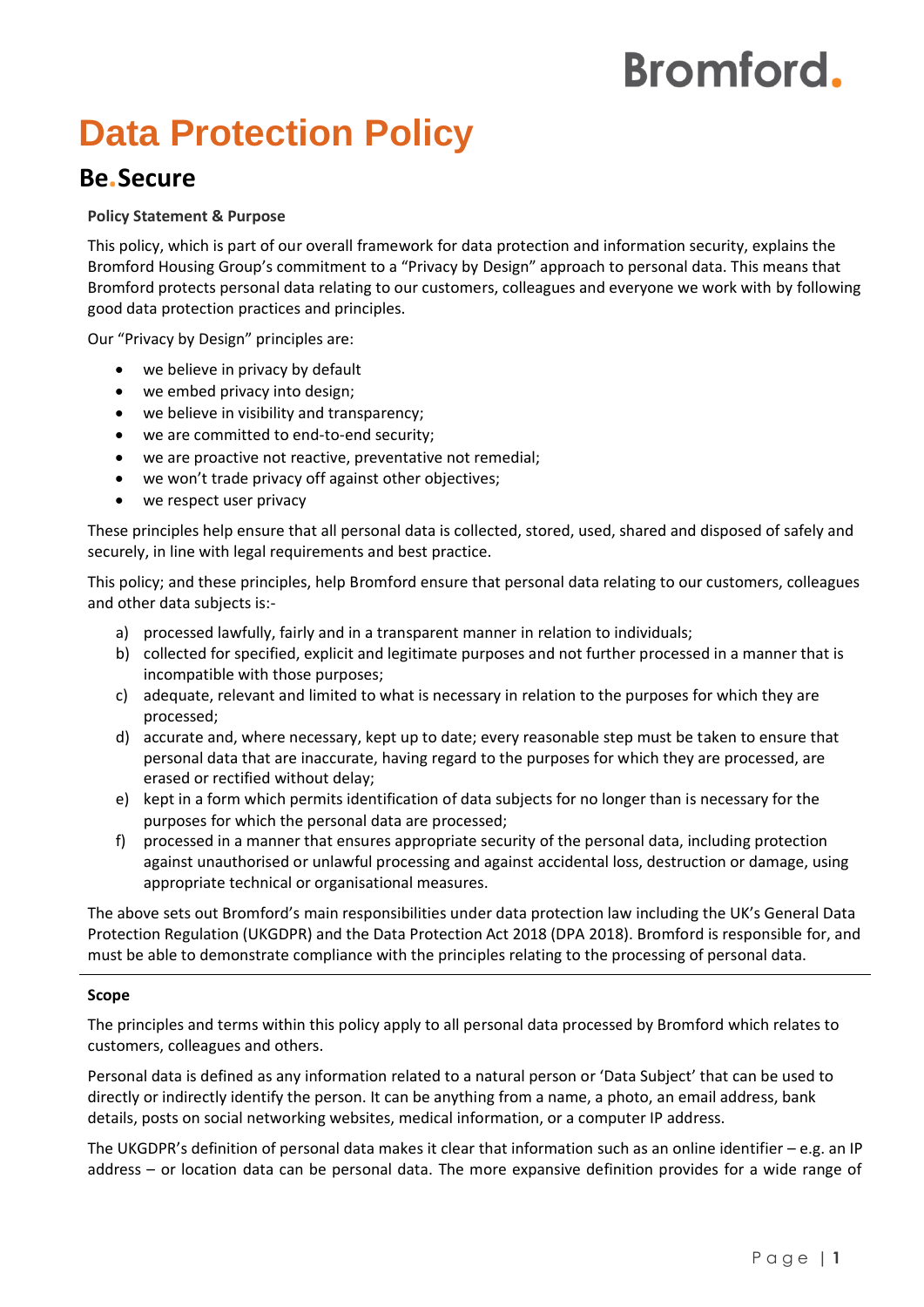Bromford.

# Data Protection Policy

## Be.Secure

**Policy Statement & Purpose**

This policy, which is part of our overall framework for data protection and information security, explains the Bromford Housing Group's commitment to a "Privacy by Design" approach to personal data. This means that Bromford protects personal data relating to our customers, colleagues and everyone we work with by following good data protection practices and principles.

Our "Privacy by Design" principles are:

- we believe in privacy by default
- we embed privacy into design;
- we believe in visibility and transparency;
- we are committed to end-to-end security;
- we are proactive not reactive, preventative not remedial;
- we won't trade privacy off against other objectives;
- we respect user privacy

These principles help ensure that all personal data is collected, stored, used, shared and disposed of safely and securely, in line with legal requirements and best practice.

This policy; and these principles, help Bromford ensure that personal data relating to our customers, colleagues and other data subjects is:-

a) processed lawfully, fairly and in a transparent manner in relation to individuals;
b) collected for specified, explicit and legitimate purposes and not further processed in a manner that is incompatible with those purposes;
c) adequate, relevant and limited to what is necessary in relation to the purposes for which they are processed;
d) accurate and, where necessary, kept up to date; every reasonable step must be taken to ensure that personal data that are inaccurate, having regard to the purposes for which they are processed, are erased or rectified without delay;
e) kept in a form which permits identification of data subjects for no longer than is necessary for the purposes for which the personal data are processed;
f) processed in a manner that ensures appropriate security of the personal data, including protection against unauthorised or unlawful processing and against accidental loss, destruction or damage, using appropriate technical or organisational measures.

The above sets out Bromford's main responsibilities under data protection law including the UK's General Data Protection Regulation (UKGDPR) and the Data Protection Act 2018 (DPA 2018). Bromford is responsible for, and must be able to demonstrate compliance with the principles relating to the processing of personal data.

---

**Scope**

The principles and terms within this policy apply to all personal data processed by Bromford which relates to customers, colleagues and others.

Personal data is defined as any information related to a natural person or 'Data Subject' that can be used to directly or indirectly identify the person. It can be anything from a name, a photo, an email address, bank details, posts on social networking websites, medical information, or a computer IP address.

The UKGDPR's definition of personal data makes it clear that information such as an online identifier – e.g. an IP address – or location data can be personal data. The more expansive definition provides for a wide range of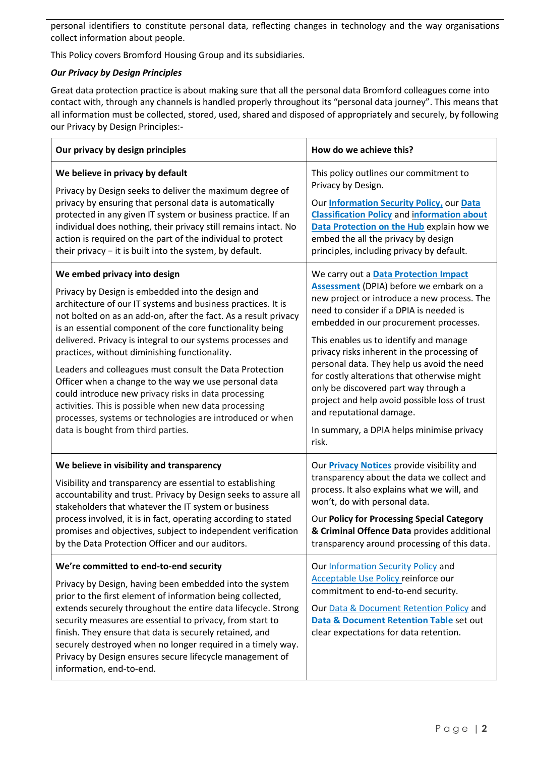personal identifiers to constitute personal data, reflecting changes in technology and the way organisations collect information about people.

This Policy covers Bromford Housing Group and its subsidiaries.

***Our Privacy by Design Principles***

Great data protection practice is about making sure that all the personal data Bromford colleagues come into contact with, through any channels is handled properly throughout its "personal data journey". This means that all information must be collected, stored, used, shared and disposed of appropriately and securely, by following our Privacy by Design Principles:-

| Our privacy by design principles | How do we achieve this? |
|---|---|
| **We believe in privacy by default**<br><br>Privacy by Design seeks to deliver the maximum degree of privacy by ensuring that personal data is automatically protected in any given IT system or business practice. If an individual does nothing, their privacy still remains intact. No action is required on the part of the individual to protect their privacy – it is built into the system, by default. | This policy outlines our commitment to Privacy by Design.<br><br>Our **Information Security Policy,** our **Data Classification Policy** and **information about Data Protection on the Hub** explain how we embed the all the privacy by design principles, including privacy by default. |
| **We embed privacy into design**<br><br>Privacy by Design is embedded into the design and architecture of our IT systems and business practices. It is not bolted on as an add-on, after the fact. As a result privacy is an essential component of the core functionality being delivered. Privacy is integral to our systems processes and practices, without diminishing functionality.<br><br>Leaders and colleagues must consult the Data Protection Officer when a change to the way we use personal data could introduce new privacy risks in data processing activities. This is possible when new data processing processes, systems or technologies are introduced or when data is bought from third parties. | We carry out a **Data Protection Impact Assessment** (DPIA) before we embark on a new project or introduce a new process. The need to consider if a DPIA is needed is embedded in our procurement processes.<br><br>This enables us to identify and manage privacy risks inherent in the processing of personal data. They help us avoid the need for costly alterations that otherwise might only be discovered part way through a project and help avoid possible loss of trust and reputational damage.<br><br>In summary, a DPIA helps minimise privacy risk. |
| **We believe in visibility and transparency**<br><br>Visibility and transparency are essential to establishing accountability and trust. Privacy by Design seeks to assure all stakeholders that whatever the IT system or business process involved, it is in fact, operating according to stated promises and objectives, subject to independent verification by the Data Protection Officer and our auditors. | Our **Privacy Notices** provide visibility and transparency about the data we collect and process. It also explains what we will, and won't, do with personal data.<br><br>Our **Policy for Processing Special Category & Criminal Offence Data** provides additional transparency around processing of this data. |
| **We're committed to end-to-end security**<br><br>Privacy by Design, having been embedded into the system prior to the first element of information being collected, extends securely throughout the entire data lifecycle. Strong security measures are essential to privacy, from start to finish. They ensure that data is securely retained, and securely destroyed when no longer required in a timely way. Privacy by Design ensures secure lifecycle management of information, end-to-end. | Our Information Security Policy and Acceptable Use Policy reinforce our commitment to end-to-end security.<br><br>Our Data & Document Retention Policy and **Data & Document Retention Table** set out clear expectations for data retention. |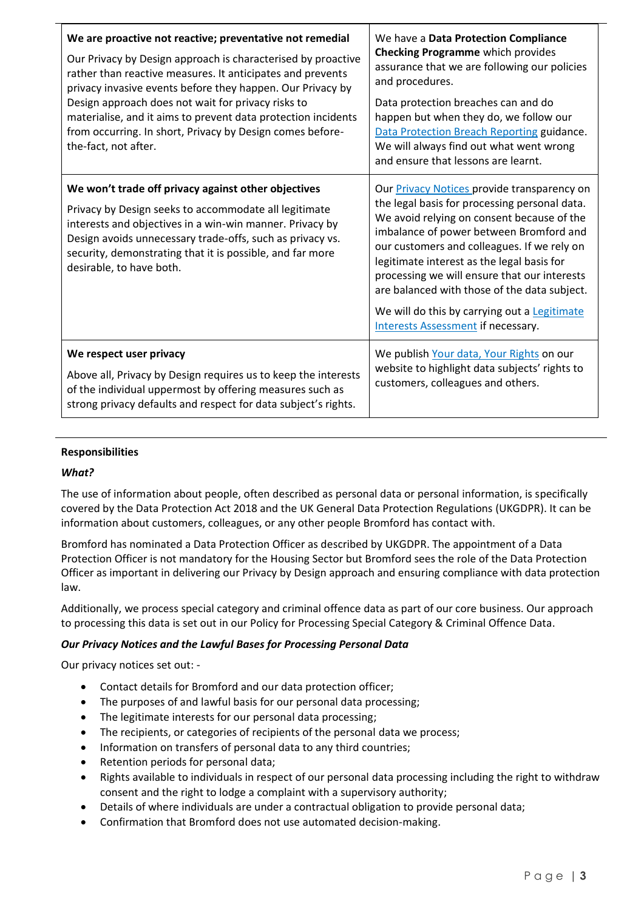| We are proactive not reactive; preventative not remedial<br><br>Our Privacy by Design approach is characterised by proactive rather than reactive measures. It anticipates and prevents privacy invasive events before they happen. Our Privacy by Design approach does not wait for privacy risks to materialise, and it aims to prevent data protection incidents from occurring. In short, Privacy by Design comes before-the-fact, not after. | We have a **Data Protection Compliance Checking Programme** which provides assurance that we are following our policies and procedures.<br><br>Data protection breaches can and do happen but when they do, we follow our Data Protection Breach Reporting guidance. We will always find out what went wrong and ensure that lessons are learnt. |
|---|---|
| **We won't trade off privacy against other objectives**<br><br>Privacy by Design seeks to accommodate all legitimate interests and objectives in a win-win manner. Privacy by Design avoids unnecessary trade-offs, such as privacy vs. security, demonstrating that it is possible, and far more desirable, to have both. | Our Privacy Notices provide transparency on the legal basis for processing personal data. We avoid relying on consent because of the imbalance of power between Bromford and our customers and colleagues. If we rely on legitimate interest as the legal basis for processing we will ensure that our interests are balanced with those of the data subject.<br><br>We will do this by carrying out a Legitimate Interests Assessment if necessary. |
| **We respect user privacy**<br><br>Above all, Privacy by Design requires us to keep the interests of the individual uppermost by offering measures such as strong privacy defaults and respect for data subject's rights. | We publish Your data, Your Rights on our website to highlight data subjects' rights to customers, colleagues and others. |

**Responsibilities**

***What?***

The use of information about people, often described as personal data or personal information, is specifically covered by the Data Protection Act 2018 and the UK General Data Protection Regulations (UKGDPR). It can be information about customers, colleagues, or any other people Bromford has contact with.

Bromford has nominated a Data Protection Officer as described by UKGDPR. The appointment of a Data Protection Officer is not mandatory for the Housing Sector but Bromford sees the role of the Data Protection Officer as important in delivering our Privacy by Design approach and ensuring compliance with data protection law.

Additionally, we process special category and criminal offence data as part of our core business. Our approach to processing this data is set out in our Policy for Processing Special Category & Criminal Offence Data.

***Our Privacy Notices and the Lawful Bases for Processing Personal Data***

Our privacy notices set out: -

- Contact details for Bromford and our data protection officer;
- The purposes of and lawful basis for our personal data processing;
- The legitimate interests for our personal data processing;
- The recipients, or categories of recipients of the personal data we process;
- Information on transfers of personal data to any third countries;
- Retention periods for personal data;
- Rights available to individuals in respect of our personal data processing including the right to withdraw consent and the right to lodge a complaint with a supervisory authority;
- Details of where individuals are under a contractual obligation to provide personal data;
- Confirmation that Bromford does not use automated decision-making.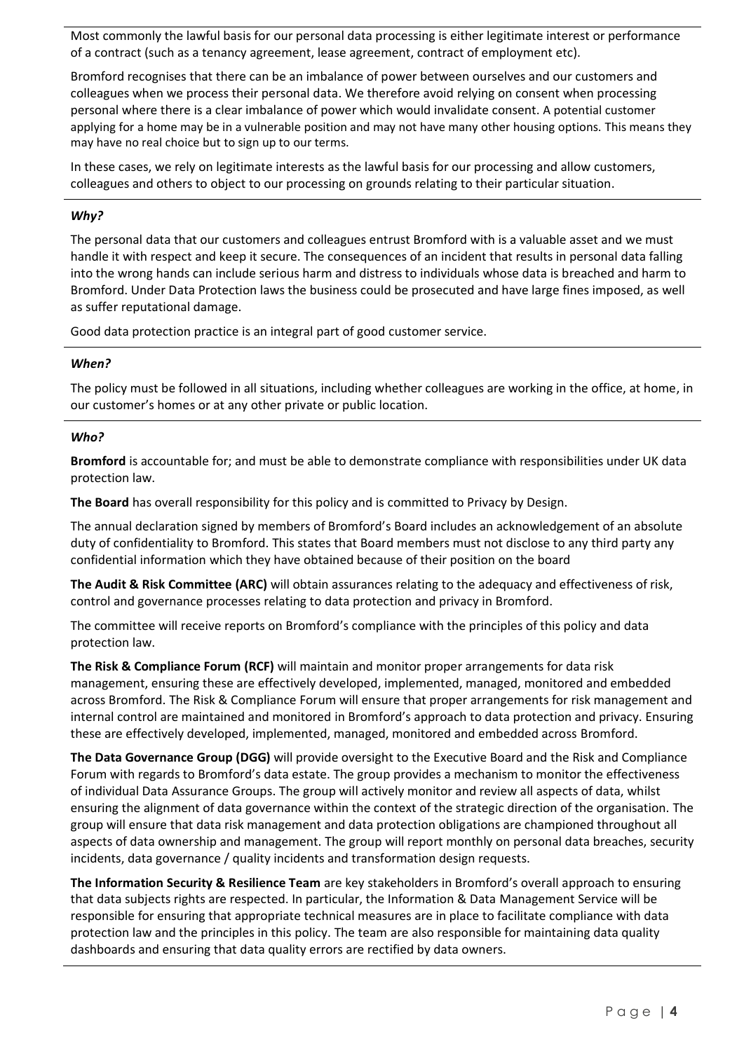Most commonly the lawful basis for our personal data processing is either legitimate interest or performance of a contract (such as a tenancy agreement, lease agreement, contract of employment etc).

Bromford recognises that there can be an imbalance of power between ourselves and our customers and colleagues when we process their personal data. We therefore avoid relying on consent when processing personal where there is a clear imbalance of power which would invalidate consent. A potential customer applying for a home may be in a vulnerable position and may not have many other housing options. This means they may have no real choice but to sign up to our terms.

In these cases, we rely on legitimate interests as the lawful basis for our processing and allow customers, colleagues and others to object to our processing on grounds relating to their particular situation.

### *Why?*

The personal data that our customers and colleagues entrust Bromford with is a valuable asset and we must handle it with respect and keep it secure. The consequences of an incident that results in personal data falling into the wrong hands can include serious harm and distress to individuals whose data is breached and harm to Bromford. Under Data Protection laws the business could be prosecuted and have large fines imposed, as well as suffer reputational damage.

Good data protection practice is an integral part of good customer service.

### *When?*

The policy must be followed in all situations, including whether colleagues are working in the office, at home, in our customer's homes or at any other private or public location.

### *Who?*

**Bromford** is accountable for; and must be able to demonstrate compliance with responsibilities under UK data protection law.

**The Board** has overall responsibility for this policy and is committed to Privacy by Design.

The annual declaration signed by members of Bromford's Board includes an acknowledgement of an absolute duty of confidentiality to Bromford. This states that Board members must not disclose to any third party any confidential information which they have obtained because of their position on the board

**The Audit & Risk Committee (ARC)** will obtain assurances relating to the adequacy and effectiveness of risk, control and governance processes relating to data protection and privacy in Bromford.

The committee will receive reports on Bromford's compliance with the principles of this policy and data protection law.

**The Risk & Compliance Forum (RCF)** will maintain and monitor proper arrangements for data risk management, ensuring these are effectively developed, implemented, managed, monitored and embedded across Bromford. The Risk & Compliance Forum will ensure that proper arrangements for risk management and internal control are maintained and monitored in Bromford's approach to data protection and privacy. Ensuring these are effectively developed, implemented, managed, monitored and embedded across Bromford.

**The Data Governance Group (DGG)** will provide oversight to the Executive Board and the Risk and Compliance Forum with regards to Bromford's data estate. The group provides a mechanism to monitor the effectiveness of individual Data Assurance Groups. The group will actively monitor and review all aspects of data, whilst ensuring the alignment of data governance within the context of the strategic direction of the organisation. The group will ensure that data risk management and data protection obligations are championed throughout all aspects of data ownership and management. The group will report monthly on personal data breaches, security incidents, data governance / quality incidents and transformation design requests.

**The Information Security & Resilience Team** are key stakeholders in Bromford's overall approach to ensuring that data subjects rights are respected. In particular, the Information & Data Management Service will be responsible for ensuring that appropriate technical measures are in place to facilitate compliance with data protection law and the principles in this policy. The team are also responsible for maintaining data quality dashboards and ensuring that data quality errors are rectified by data owners.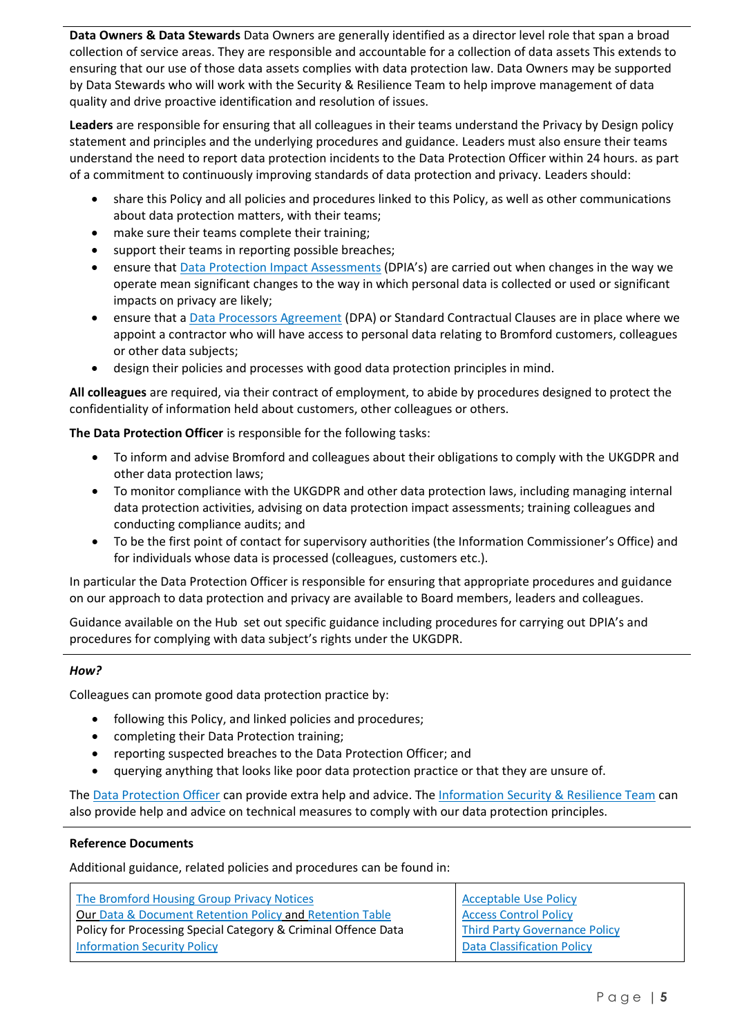**Data Owners & Data Stewards** Data Owners are generally identified as a director level role that span a broad collection of service areas. They are responsible and accountable for a collection of data assets This extends to ensuring that our use of those data assets complies with data protection law. Data Owners may be supported by Data Stewards who will work with the Security & Resilience Team to help improve management of data quality and drive proactive identification and resolution of issues.

**Leaders** are responsible for ensuring that all colleagues in their teams understand the Privacy by Design policy statement and principles and the underlying procedures and guidance. Leaders must also ensure their teams understand the need to report data protection incidents to the Data Protection Officer within 24 hours. as part of a commitment to continuously improving standards of data protection and privacy. Leaders should:

- share this Policy and all policies and procedures linked to this Policy, as well as other communications about data protection matters, with their teams;
- make sure their teams complete their training;
- support their teams in reporting possible breaches;
- ensure that Data Protection Impact Assessments (DPIA's) are carried out when changes in the way we operate mean significant changes to the way in which personal data is collected or used or significant impacts on privacy are likely;
- ensure that a Data Processors Agreement (DPA) or Standard Contractual Clauses are in place where we appoint a contractor who will have access to personal data relating to Bromford customers, colleagues or other data subjects;
- design their policies and processes with good data protection principles in mind.

**All colleagues** are required, via their contract of employment, to abide by procedures designed to protect the confidentiality of information held about customers, other colleagues or others.

**The Data Protection Officer** is responsible for the following tasks:

- To inform and advise Bromford and colleagues about their obligations to comply with the UKGDPR and other data protection laws;
- To monitor compliance with the UKGDPR and other data protection laws, including managing internal data protection activities, advising on data protection impact assessments; training colleagues and conducting compliance audits; and
- To be the first point of contact for supervisory authorities (the Information Commissioner's Office) and for individuals whose data is processed (colleagues, customers etc.).

In particular the Data Protection Officer is responsible for ensuring that appropriate procedures and guidance on our approach to data protection and privacy are available to Board members, leaders and colleagues.

Guidance available on the Hub set out specific guidance including procedures for carrying out DPIA's and procedures for complying with data subject's rights under the UKGDPR.

***How?***

Colleagues can promote good data protection practice by:

- following this Policy, and linked policies and procedures;
- completing their Data Protection training;
- reporting suspected breaches to the Data Protection Officer; and
- querying anything that looks like poor data protection practice or that they are unsure of.

The Data Protection Officer can provide extra help and advice. The Information Security & Resilience Team can also provide help and advice on technical measures to comply with our data protection principles.

**Reference Documents**

Additional guidance, related policies and procedures can be found in:

| | |
|---|---|
| The Bromford Housing Group Privacy Notices<br>Our Data & Document Retention Policy and Retention Table<br>Policy for Processing Special Category & Criminal Offence Data<br>Information Security Policy | Acceptable Use Policy<br>Access Control Policy<br>Third Party Governance Policy<br>Data Classification Policy |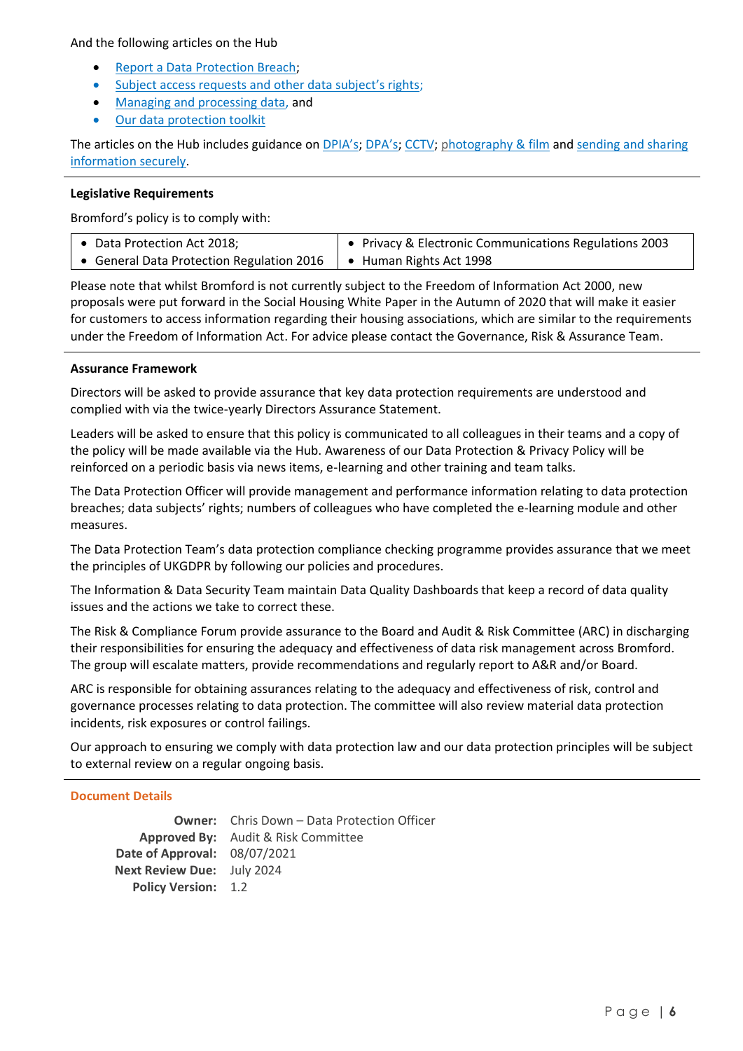And the following articles on the Hub

- Report a Data Protection Breach;
- Subject access requests and other data subject's rights;
- Managing and processing data, and
- Our data protection toolkit

The articles on the Hub includes guidance on DPIA's; DPA's; CCTV; photography & film and sending and sharing information securely.

**Legislative Requirements**

Bromford's policy is to comply with:

| | |
|---|---|
| • Data Protection Act 2018; | • Privacy & Electronic Communications Regulations 2003 |
| • General Data Protection Regulation 2016 | • Human Rights Act 1998 |

Please note that whilst Bromford is not currently subject to the Freedom of Information Act 2000, new proposals were put forward in the Social Housing White Paper in the Autumn of 2020 that will make it easier for customers to access information regarding their housing associations, which are similar to the requirements under the Freedom of Information Act. For advice please contact the Governance, Risk & Assurance Team.

**Assurance Framework**

Directors will be asked to provide assurance that key data protection requirements are understood and complied with via the twice-yearly Directors Assurance Statement.

Leaders will be asked to ensure that this policy is communicated to all colleagues in their teams and a copy of the policy will be made available via the Hub. Awareness of our Data Protection & Privacy Policy will be reinforced on a periodic basis via news items, e-learning and other training and team talks.

The Data Protection Officer will provide management and performance information relating to data protection breaches; data subjects' rights; numbers of colleagues who have completed the e-learning module and other measures.

The Data Protection Team's data protection compliance checking programme provides assurance that we meet the principles of UKGDPR by following our policies and procedures.

The Information & Data Security Team maintain Data Quality Dashboards that keep a record of data quality issues and the actions we take to correct these.

The Risk & Compliance Forum provide assurance to the Board and Audit & Risk Committee (ARC) in discharging their responsibilities for ensuring the adequacy and effectiveness of data risk management across Bromford. The group will escalate matters, provide recommendations and regularly report to A&R and/or Board.

ARC is responsible for obtaining assurances relating to the adequacy and effectiveness of risk, control and governance processes relating to data protection. The committee will also review material data protection incidents, risk exposures or control failings.

Our approach to ensuring we comply with data protection law and our data protection principles will be subject to external review on a regular ongoing basis.

**Document Details**

**Owner:** Chris Down – Data Protection Officer
**Approved By:** Audit & Risk Committee
**Date of Approval:** 08/07/2021
**Next Review Due:** July 2024
**Policy Version:** 1.2